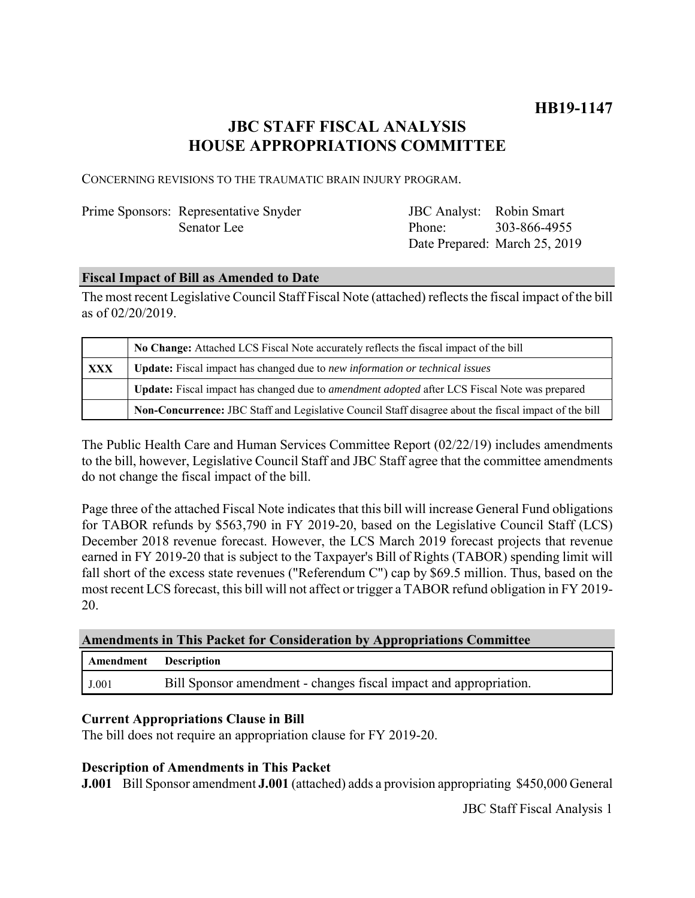**HB19-1147**

# JBC STAFF FISCAL ANALYSIS
# HOUSE APPROPRIATIONS COMMITTEE

CONCERNING REVISIONS TO THE TRAUMATIC BRAIN INJURY PROGRAM.

| | | | |
|---|---|---|---|
| Prime Sponsors: | Representative Snyder | JBC Analyst: | Robin Smart |
| | Senator Lee | Phone: | 303-866-4955 |
| | | Date Prepared: | March 25, 2019 |

## Fiscal Impact of Bill as Amended to Date

The most recent Legislative Council Staff Fiscal Note (attached) reflects the fiscal impact of the bill as of 02/20/2019.

| | |
|---|---|
| | **No Change:** Attached LCS Fiscal Note accurately reflects the fiscal impact of the bill |
| **XXX** | **Update:** Fiscal impact has changed due to *new information or technical issues* |
| | **Update:** Fiscal impact has changed due to *amendment adopted* after LCS Fiscal Note was prepared |
| | **Non-Concurrence:** JBC Staff and Legislative Council Staff disagree about the fiscal impact of the bill |

The Public Health Care and Human Services Committee Report (02/22/19) includes amendments to the bill, however, Legislative Council Staff and JBC Staff agree that the committee amendments do not change the fiscal impact of the bill.

Page three of the attached Fiscal Note indicates that this bill will increase General Fund obligations for TABOR refunds by $563,790 in FY 2019-20, based on the Legislative Council Staff (LCS) December 2018 revenue forecast. However, the LCS March 2019 forecast projects that revenue earned in FY 2019-20 that is subject to the Taxpayer's Bill of Rights (TABOR) spending limit will fall short of the excess state revenues ("Referendum C") cap by $69.5 million. Thus, based on the most recent LCS forecast, this bill will not affect or trigger a TABOR refund obligation in FY 2019-20.

## Amendments in This Packet for Consideration by Appropriations Committee

| Amendment | Description |
|---|---|
| J.001 | Bill Sponsor amendment - changes fiscal impact and appropriation. |

### Current Appropriations Clause in Bill

The bill does not require an appropriation clause for FY 2019-20.

### Description of Amendments in This Packet

**J.001** Bill Sponsor amendment **J.001** (attached) adds a provision appropriating $450,000 General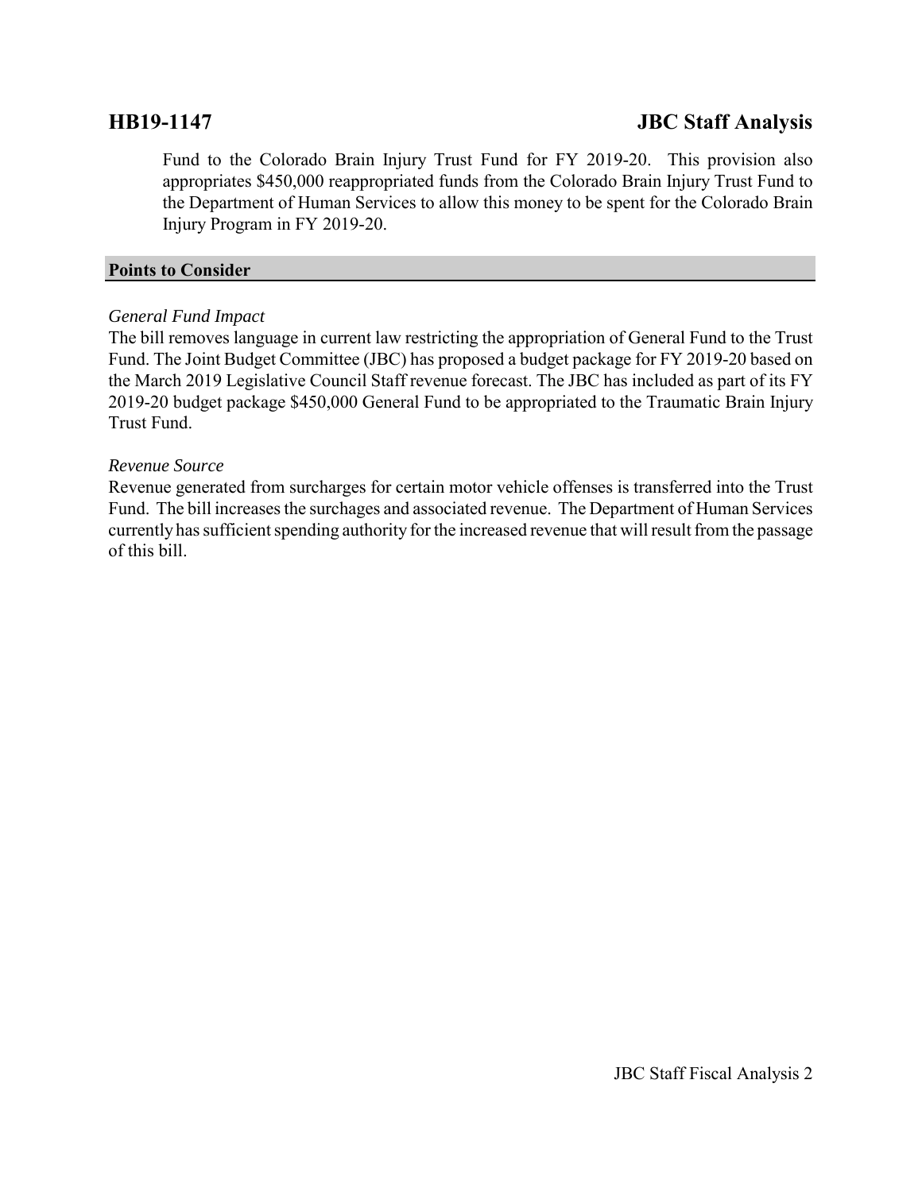Fund to the Colorado Brain Injury Trust Fund for FY 2019-20. This provision also appropriates $450,000 reappropriated funds from the Colorado Brain Injury Trust Fund to the Department of Human Services to allow this money to be spent for the Colorado Brain Injury Program in FY 2019-20.

## Points to Consider

*General Fund Impact*

The bill removes language in current law restricting the appropriation of General Fund to the Trust Fund. The Joint Budget Committee (JBC) has proposed a budget package for FY 2019-20 based on the March 2019 Legislative Council Staff revenue forecast. The JBC has included as part of its FY 2019-20 budget package $450,000 General Fund to be appropriated to the Traumatic Brain Injury Trust Fund.

*Revenue Source*

Revenue generated from surcharges for certain motor vehicle offenses is transferred into the Trust Fund. The bill increases the surchages and associated revenue. The Department of Human Services currently has sufficient spending authority for the increased revenue that will result from the passage of this bill.